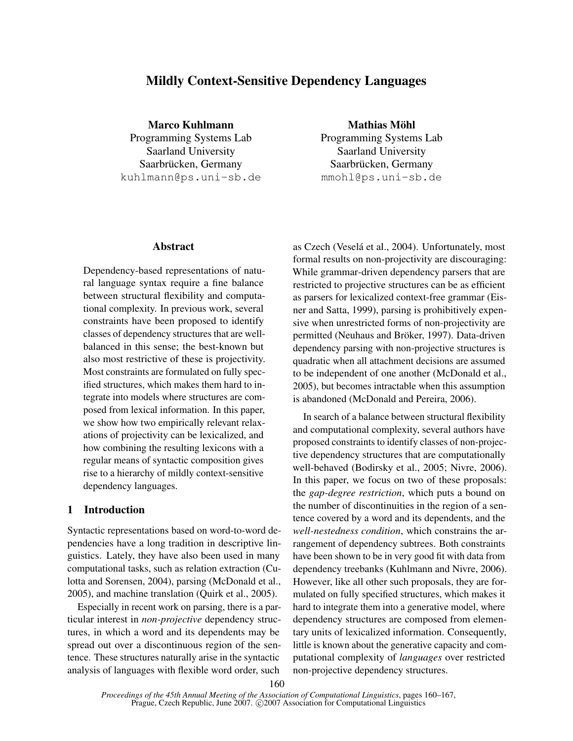# Mildly Context-Sensitive Dependency Languages

**Marco Kuhlmann**
Programming Systems Lab
Saarland University
Saarbrücken, Germany
kuhlmann@ps.uni-sb.de

**Mathias Möhl**
Programming Systems Lab
Saarland University
Saarbrücken, Germany
mmohl@ps.uni-sb.de

## Abstract

Dependency-based representations of natural language syntax require a fine balance between structural flexibility and computational complexity. In previous work, several constraints have been proposed to identify classes of dependency structures that are well-balanced in this sense; the best-known but also most restrictive of these is projectivity. Most constraints are formulated on fully specified structures, which makes them hard to integrate into models where structures are composed from lexical information. In this paper, we show how two empirically relevant relaxations of projectivity can be lexicalized, and how combining the resulting lexicons with a regular means of syntactic composition gives rise to a hierarchy of mildly context-sensitive dependency languages.

## 1 Introduction

Syntactic representations based on word-to-word dependencies have a long tradition in descriptive linguistics. Lately, they have also been used in many computational tasks, such as relation extraction (Culotta and Sorensen, 2004), parsing (McDonald et al., 2005), and machine translation (Quirk et al., 2005).

Especially in recent work on parsing, there is a particular interest in *non-projective* dependency structures, in which a word and its dependents may be spread out over a discontinuous region of the sentence. These structures naturally arise in the syntactic analysis of languages with flexible word order, such as Czech (Veselá et al., 2004). Unfortunately, most formal results on non-projectivity are discouraging: While grammar-driven dependency parsers that are restricted to projective structures can be as efficient as parsers for lexicalized context-free grammar (Eisner and Satta, 1999), parsing is prohibitively expensive when unrestricted forms of non-projectivity are permitted (Neuhaus and Bröker, 1997). Data-driven dependency parsing with non-projective structures is quadratic when all attachment decisions are assumed to be independent of one another (McDonald et al., 2005), but becomes intractable when this assumption is abandoned (McDonald and Pereira, 2006).

In search of a balance between structural flexibility and computational complexity, several authors have proposed constraints to identify classes of non-projective dependency structures that are computationally well-behaved (Bodirsky et al., 2005; Nivre, 2006). In this paper, we focus on two of these proposals: the *gap-degree restriction*, which puts a bound on the number of discontinuities in the region of a sentence covered by a word and its dependents, and the *well-nestedness condition*, which constrains the arrangement of dependency subtrees. Both constraints have been shown to be in very good fit with data from dependency treebanks (Kuhlmann and Nivre, 2006). However, like all other such proposals, they are formulated on fully specified structures, which makes it hard to integrate them into a generative model, where dependency structures are composed from elementary units of lexicalized information. Consequently, little is known about the generative capacity and computational complexity of *languages* over restricted non-projective dependency structures.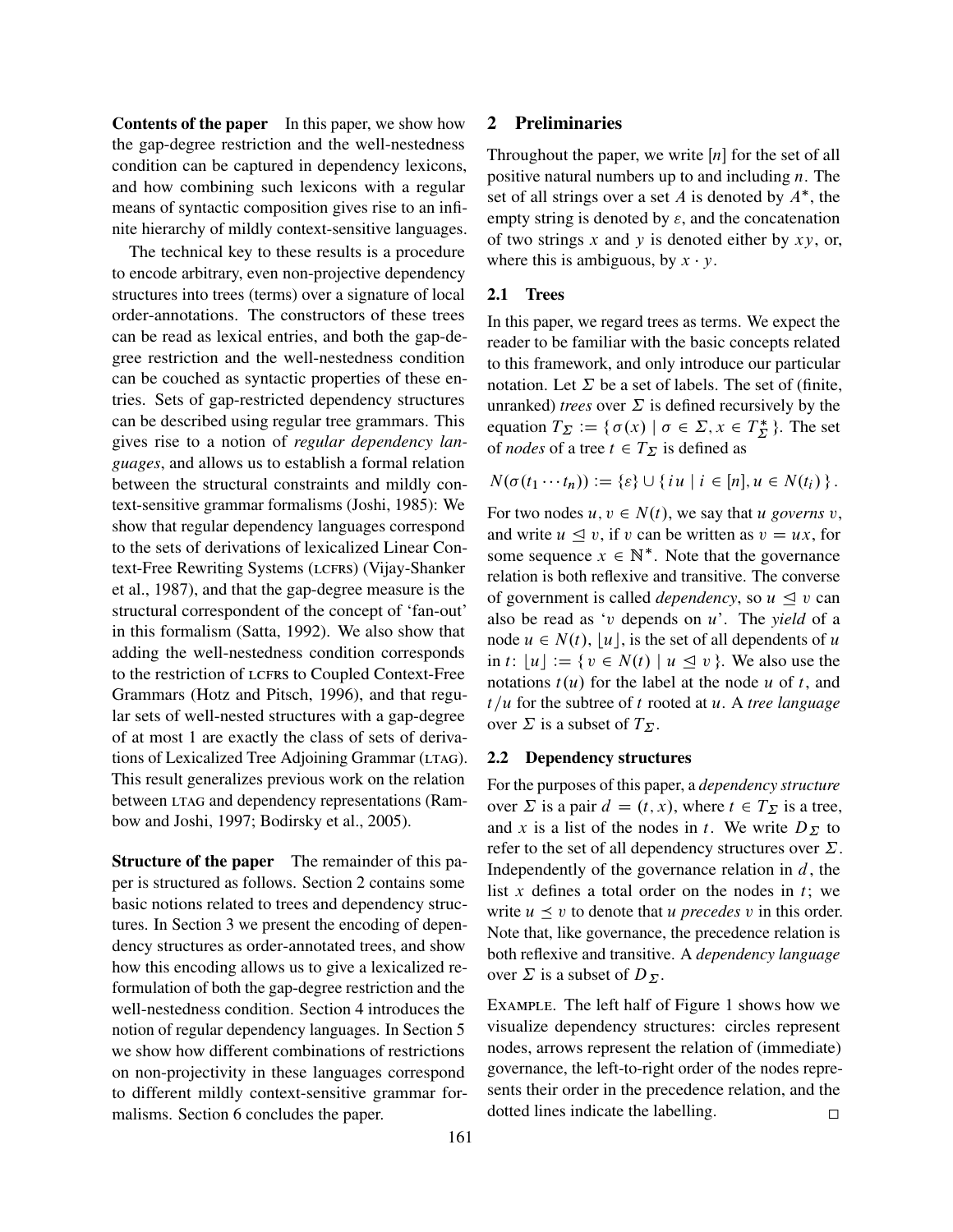**Contents of the paper** In this paper, we show how the gap-degree restriction and the well-nestedness condition can be captured in dependency lexicons, and how combining such lexicons with a regular means of syntactic composition gives rise to an infinite hierarchy of mildly context-sensitive languages.

The technical key to these results is a procedure to encode arbitrary, even non-projective dependency structures into trees (terms) over a signature of local order-annotations. The constructors of these trees can be read as lexical entries, and both the gap-degree restriction and the well-nestedness condition can be couched as syntactic properties of these entries. Sets of gap-restricted dependency structures can be described using regular tree grammars. This gives rise to a notion of *regular dependency languages*, and allows us to establish a formal relation between the structural constraints and mildly context-sensitive grammar formalisms (Joshi, 1985): We show that regular dependency languages correspond to the sets of derivations of lexicalized Linear Context-Free Rewriting Systems (LCFRS) (Vijay-Shanker et al., 1987), and that the gap-degree measure is the structural correspondent of the concept of 'fan-out' in this formalism (Satta, 1992). We also show that adding the well-nestedness condition corresponds to the restriction of LCFRS to Coupled Context-Free Grammars (Hotz and Pitsch, 1996), and that regular sets of well-nested structures with a gap-degree of at most 1 are exactly the class of sets of derivations of Lexicalized Tree Adjoining Grammar (LTAG). This result generalizes previous work on the relation between LTAG and dependency representations (Rambow and Joshi, 1997; Bodirsky et al., 2005).

**Structure of the paper** The remainder of this paper is structured as follows. Section 2 contains some basic notions related to trees and dependency structures. In Section 3 we present the encoding of dependency structures as order-annotated trees, and show how this encoding allows us to give a lexicalized reformulation of both the gap-degree restriction and the well-nestedness condition. Section 4 introduces the notion of regular dependency languages. In Section 5 we show how different combinations of restrictions on non-projectivity in these languages correspond to different mildly context-sensitive grammar formalisms. Section 6 concludes the paper.

## 2 Preliminaries

Throughout the paper, we write $[n]$ for the set of all positive natural numbers up to and including $n$. The set of all strings over a set $A$ is denoted by $A^*$, the empty string is denoted by $\varepsilon$, and the concatenation of two strings $x$ and $y$ is denoted either by $xy$, or, where this is ambiguous, by $x \cdot y$.

### 2.1 Trees

In this paper, we regard trees as terms. We expect the reader to be familiar with the basic concepts related to this framework, and only introduce our particular notation. Let $\Sigma$ be a set of labels. The set of (finite, unranked) *trees* over $\Sigma$ is defined recursively by the equation $T_\Sigma := \{\, \sigma(x) \mid \sigma \in \Sigma, x \in T_\Sigma^* \,\}$. The set of *nodes* of a tree $t \in T_\Sigma$ is defined as

$$N(\sigma(t_1 \cdots t_n)) := \{\varepsilon\} \cup \{\, iu \mid i \in [n], u \in N(t_i) \,\}\,.$$

For two nodes $u, v \in N(t)$, we say that $u$ *governs* $v$, and write $u \trianglelefteq v$, if $v$ can be written as $v = ux$, for some sequence $x \in \mathbb{N}^*$. Note that the governance relation is both reflexive and transitive. The converse of government is called *dependency*, so $u \trianglelefteq v$ can also be read as '$v$ depends on $u$'. The *yield* of a node $u \in N(t)$, $\lfloor u \rfloor$, is the set of all dependents of $u$ in $t$: $\lfloor u \rfloor := \{\, v \in N(t) \mid u \trianglelefteq v \,\}$. We also use the notations $t(u)$ for the label at the node $u$ of $t$, and $t/u$ for the subtree of $t$ rooted at $u$. A *tree language* over $\Sigma$ is a subset of $T_\Sigma$.

### 2.2 Dependency structures

For the purposes of this paper, a *dependency structure* over $\Sigma$ is a pair $d = (t, x)$, where $t \in T_\Sigma$ is a tree, and $x$ is a list of the nodes in $t$. We write $D_\Sigma$ to refer to the set of all dependency structures over $\Sigma$. Independently of the governance relation in $d$, the list $x$ defines a total order on the nodes in $t$; we write $u \preceq v$ to denote that $u$ *precedes* $v$ in this order. Note that, like governance, the precedence relation is both reflexive and transitive. A *dependency language* over $\Sigma$ is a subset of $D_\Sigma$.

EXAMPLE. The left half of Figure 1 shows how we visualize dependency structures: circles represent nodes, arrows represent the relation of (immediate) governance, the left-to-right order of the nodes represents their order in the precedence relation, and the dotted lines indicate the labelling. □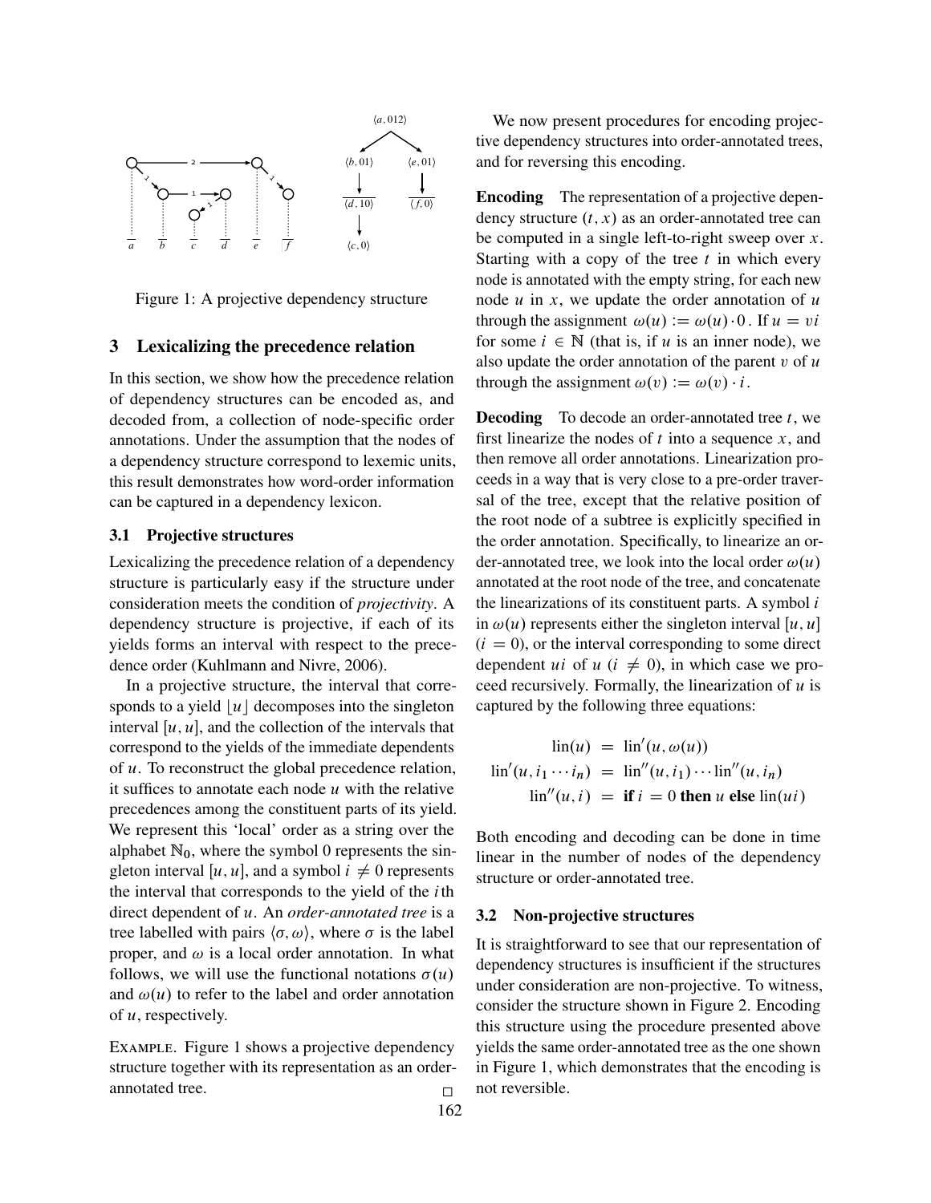Figure 1: A projective dependency structure

## 3 Lexicalizing the precedence relation

In this section, we show how the precedence relation of dependency structures can be encoded as, and decoded from, a collection of node-specific order annotations. Under the assumption that the nodes of a dependency structure correspond to lexemic units, this result demonstrates how word-order information can be captured in a dependency lexicon.

### 3.1 Projective structures

Lexicalizing the precedence relation of a dependency structure is particularly easy if the structure under consideration meets the condition of *projectivity*. A dependency structure is projective, if each of its yields forms an interval with respect to the precedence order (Kuhlmann and Nivre, 2006).

In a projective structure, the interval that corresponds to a yield $\lfloor u \rfloor$ decomposes into the singleton interval $[u, u]$, and the collection of the intervals that correspond to the yields of the immediate dependents of $u$. To reconstruct the global precedence relation, it suffices to annotate each node $u$ with the relative precedences among the constituent parts of its yield. We represent this 'local' order as a string over the alphabet $\mathbb{N}_0$, where the symbol 0 represents the singleton interval $[u, u]$, and a symbol $i \neq 0$ represents the interval that corresponds to the yield of the $i$th direct dependent of $u$. An *order-annotated tree* is a tree labelled with pairs $\langle \sigma, \omega \rangle$, where $\sigma$ is the label proper, and $\omega$ is a local order annotation. In what follows, we will use the functional notations $\sigma(u)$ and $\omega(u)$ to refer to the label and order annotation of $u$, respectively.

EXAMPLE. Figure 1 shows a projective dependency structure together with its representation as an order-annotated tree. □

We now present procedures for encoding projective dependency structures into order-annotated trees, and for reversing this encoding.

**Encoding** The representation of a projective dependency structure $(t, x)$ as an order-annotated tree can be computed in a single left-to-right sweep over $x$. Starting with a copy of the tree $t$ in which every node is annotated with the empty string, for each new node $u$ in $x$, we update the order annotation of $u$ through the assignment $\omega(u) := \omega(u) \cdot 0$. If $u = vi$ for some $i \in \mathbb{N}$ (that is, if $u$ is an inner node), we also update the order annotation of the parent $v$ of $u$ through the assignment $\omega(v) := \omega(v) \cdot i$.

**Decoding** To decode an order-annotated tree $t$, we first linearize the nodes of $t$ into a sequence $x$, and then remove all order annotations. Linearization proceeds in a way that is very close to a pre-order traversal of the tree, except that the relative position of the root node of a subtree is explicitly specified in the order annotation. Specifically, to linearize an order-annotated tree, we look into the local order $\omega(u)$ annotated at the root node of the tree, and concatenate the linearizations of its constituent parts. A symbol $i$ in $\omega(u)$ represents either the singleton interval $[u, u]$ ($i = 0$), or the interval corresponding to some direct dependent $ui$ of $u$ ($i \neq 0$), in which case we proceed recursively. Formally, the linearization of $u$ is captured by the following three equations:

$$
\begin{aligned}
\mathrm{lin}(u) &= \mathrm{lin}'(u, \omega(u)) \\
\mathrm{lin}'(u, i_1 \cdots i_n) &= \mathrm{lin}''(u, i_1) \cdots \mathrm{lin}''(u, i_n) \\
\mathrm{lin}''(u, i) &= \textbf{if } i = 0 \textbf{ then } u \textbf{ else } \mathrm{lin}(ui)
\end{aligned}
$$

Both encoding and decoding can be done in time linear in the number of nodes of the dependency structure or order-annotated tree.

### 3.2 Non-projective structures

It is straightforward to see that our representation of dependency structures is insufficient if the structures under consideration are non-projective. To witness, consider the structure shown in Figure 2. Encoding this structure using the procedure presented above yields the same order-annotated tree as the one shown in Figure 1, which demonstrates that the encoding is not reversible.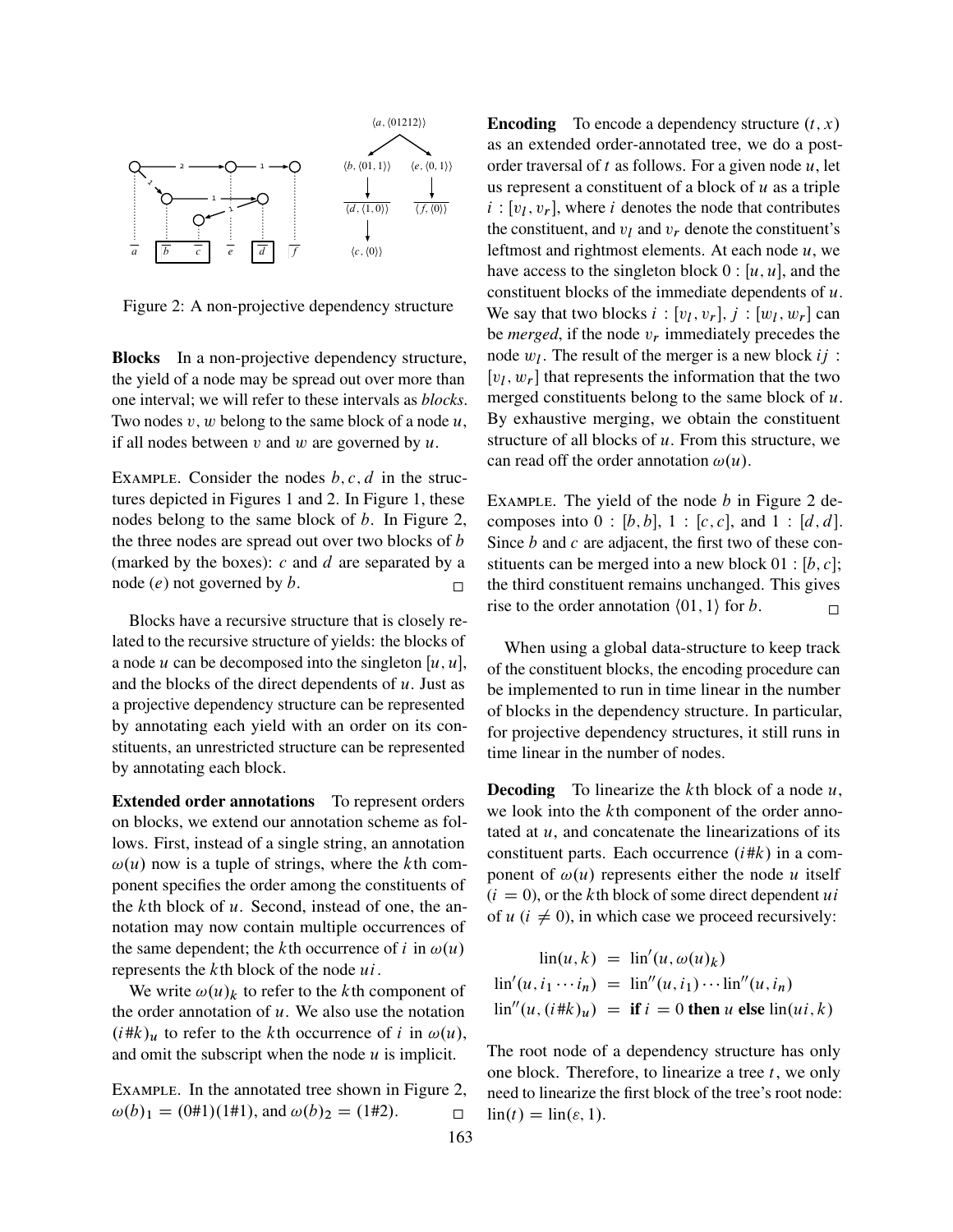Figure 2: A non-projective dependency structure

**Blocks** In a non-projective dependency structure, the yield of a node may be spread out over more than one interval; we will refer to these intervals as *blocks*. Two nodes $v$, $w$ belong to the same block of a node $u$, if all nodes between $v$ and $w$ are governed by $u$.

EXAMPLE. Consider the nodes $b, c, d$ in the structures depicted in Figures 1 and 2. In Figure 1, these nodes belong to the same block of $b$. In Figure 2, the three nodes are spread out over two blocks of $b$ (marked by the boxes): $c$ and $d$ are separated by a node ($e$) not governed by $b$. □

Blocks have a recursive structure that is closely related to the recursive structure of yields: the blocks of a node $u$ can be decomposed into the singleton $[u, u]$, and the blocks of the direct dependents of $u$. Just as a projective dependency structure can be represented by annotating each yield with an order on its constituents, an unrestricted structure can be represented by annotating each block.

**Extended order annotations** To represent orders on blocks, we extend our annotation scheme as follows. First, instead of a single string, an annotation $\omega(u)$ now is a tuple of strings, where the $k$th component specifies the order among the constituents of the $k$th block of $u$. Second, instead of one, the annotation may now contain multiple occurrences of the same dependent; the $k$th occurrence of $i$ in $\omega(u)$ represents the $k$th block of the node $ui$.

We write $\omega(u)_k$ to refer to the $k$th component of the order annotation of $u$. We also use the notation $(i\#k)_u$ to refer to the $k$th occurrence of $i$ in $\omega(u)$, and omit the subscript when the node $u$ is implicit.

EXAMPLE. In the annotated tree shown in Figure 2, $\omega(b)_1 = (0\#1)(1\#1)$, and $\omega(b)_2 = (1\#2)$. □

**Encoding** To encode a dependency structure $(t, x)$ as an extended order-annotated tree, we do a post-order traversal of $t$ as follows. For a given node $u$, let us represent a constituent of a block of $u$ as a triple $i : [v_l, v_r]$, where $i$ denotes the node that contributes the constituent, and $v_l$ and $v_r$ denote the constituent's leftmost and rightmost elements. At each node $u$, we have access to the singleton block $0 : [u, u]$, and the constituent blocks of the immediate dependents of $u$. We say that two blocks $i : [v_l, v_r]$, $j : [w_l, w_r]$ can be *merged*, if the node $v_r$ immediately precedes the node $w_l$. The result of the merger is a new block $ij : [v_l, w_r]$ that represents the information that the two merged constituents belong to the same block of $u$. By exhaustive merging, we obtain the constituent structure of all blocks of $u$. From this structure, we can read off the order annotation $\omega(u)$.

EXAMPLE. The yield of the node $b$ in Figure 2 decomposes into $0 : [b, b]$, $1 : [c, c]$, and $1 : [d, d]$. Since $b$ and $c$ are adjacent, the first two of these constituents can be merged into a new block $01 : [b, c]$; the third constituent remains unchanged. This gives rise to the order annotation $\langle 01, 1 \rangle$ for $b$. □

When using a global data-structure to keep track of the constituent blocks, the encoding procedure can be implemented to run in time linear in the number of blocks in the dependency structure. In particular, for projective dependency structures, it still runs in time linear in the number of nodes.

**Decoding** To linearize the $k$th block of a node $u$, we look into the $k$th component of the order annotated at $u$, and concatenate the linearizations of its constituent parts. Each occurrence $(i\#k)$ in a component of $\omega(u)$ represents either the node $u$ itself ($i = 0$), or the $k$th block of some direct dependent $ui$ of $u$ ($i \neq 0$), in which case we proceed recursively:

$$
\begin{aligned}
\text{lin}(u, k) &= \text{lin}'(u, \omega(u)_k) \\
\text{lin}'(u, i_1 \cdots i_n) &= \text{lin}''(u, i_1) \cdots \text{lin}''(u, i_n) \\
\text{lin}''(u, (i\#k)_u) &= \textbf{if } i = 0 \textbf{ then } u \textbf{ else } \text{lin}(ui, k)
\end{aligned}
$$

The root node of a dependency structure has only one block. Therefore, to linearize a tree $t$, we only need to linearize the first block of the tree's root node: $\text{lin}(t) = \text{lin}(\varepsilon, 1)$.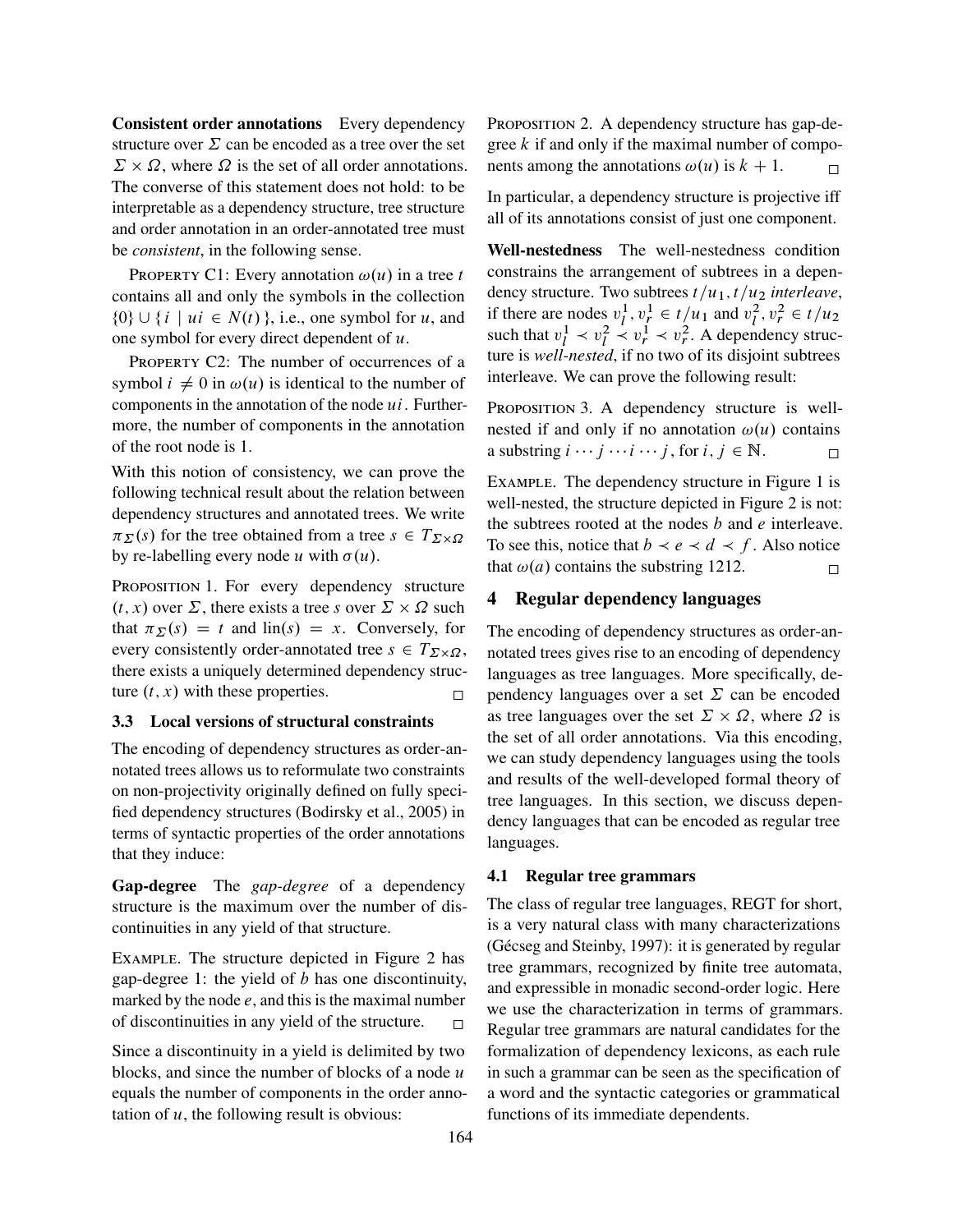**Consistent order annotations** Every dependency structure over $\Sigma$ can be encoded as a tree over the set $\Sigma \times \Omega$, where $\Omega$ is the set of all order annotations. The converse of this statement does not hold: to be interpretable as a dependency structure, tree structure and order annotation in an order-annotated tree must be *consistent*, in the following sense.

PROPERTY C1: Every annotation $\omega(u)$ in a tree $t$ contains all and only the symbols in the collection $\{0\} \cup \{ i \mid ui \in N(t) \}$, i.e., one symbol for $u$, and one symbol for every direct dependent of $u$.

PROPERTY C2: The number of occurrences of a symbol $i \neq 0$ in $\omega(u)$ is identical to the number of components in the annotation of the node $ui$. Furthermore, the number of components in the annotation of the root node is 1.

With this notion of consistency, we can prove the following technical result about the relation between dependency structures and annotated trees. We write $\pi_\Sigma(s)$ for the tree obtained from a tree $s \in T_{\Sigma \times \Omega}$ by re-labelling every node $u$ with $\sigma(u)$.

PROPOSITION 1. For every dependency structure $(t, x)$ over $\Sigma$, there exists a tree $s$ over $\Sigma \times \Omega$ such that $\pi_\Sigma(s) = t$ and $\text{lin}(s) = x$. Conversely, for every consistently order-annotated tree $s \in T_{\Sigma \times \Omega}$, there exists a uniquely determined dependency structure $(t, x)$ with these properties. □

### 3.3 Local versions of structural constraints

The encoding of dependency structures as order-annotated trees allows us to reformulate two constraints on non-projectivity originally defined on fully specified dependency structures (Bodirsky et al., 2005) in terms of syntactic properties of the order annotations that they induce:

**Gap-degree** The *gap-degree* of a dependency structure is the maximum over the number of discontinuities in any yield of that structure.

EXAMPLE. The structure depicted in Figure 2 has gap-degree 1: the yield of $b$ has one discontinuity, marked by the node $e$, and this is the maximal number of discontinuities in any yield of the structure. □

Since a discontinuity in a yield is delimited by two blocks, and since the number of blocks of a node $u$ equals the number of components in the order annotation of $u$, the following result is obvious:

PROPOSITION 2. A dependency structure has gap-degree $k$ if and only if the maximal number of components among the annotations $\omega(u)$ is $k + 1$. □

In particular, a dependency structure is projective iff all of its annotations consist of just one component.

**Well-nestedness** The well-nestedness condition constrains the arrangement of subtrees in a dependency structure. Two subtrees $t/u_1, t/u_2$ *interleave*, if there are nodes $v_l^1, v_r^1 \in t/u_1$ and $v_l^2, v_r^2 \in t/u_2$ such that $v_l^1 \prec v_l^2 \prec v_r^1 \prec v_r^2$. A dependency structure is *well-nested*, if no two of its disjoint subtrees interleave. We can prove the following result:

PROPOSITION 3. A dependency structure is well-nested if and only if no annotation $\omega(u)$ contains a substring $i \cdots j \cdots i \cdots j$, for $i, j \in \mathbb{N}$. □

EXAMPLE. The dependency structure in Figure 1 is well-nested, the structure depicted in Figure 2 is not: the subtrees rooted at the nodes $b$ and $e$ interleave. To see this, notice that $b \prec e \prec d \prec f$. Also notice that $\omega(a)$ contains the substring 1212. □

## 4 Regular dependency languages

The encoding of dependency structures as order-annotated trees gives rise to an encoding of dependency languages as tree languages. More specifically, dependency languages over a set $\Sigma$ can be encoded as tree languages over the set $\Sigma \times \Omega$, where $\Omega$ is the set of all order annotations. Via this encoding, we can study dependency languages using the tools and results of the well-developed formal theory of tree languages. In this section, we discuss dependency languages that can be encoded as regular tree languages.

### 4.1 Regular tree grammars

The class of regular tree languages, REGT for short, is a very natural class with many characterizations (Gécseg and Steinby, 1997): it is generated by regular tree grammars, recognized by finite tree automata, and expressible in monadic second-order logic. Here we use the characterization in terms of grammars. Regular tree grammars are natural candidates for the formalization of dependency lexicons, as each rule in such a grammar can be seen as the specification of a word and the syntactic categories or grammatical functions of its immediate dependents.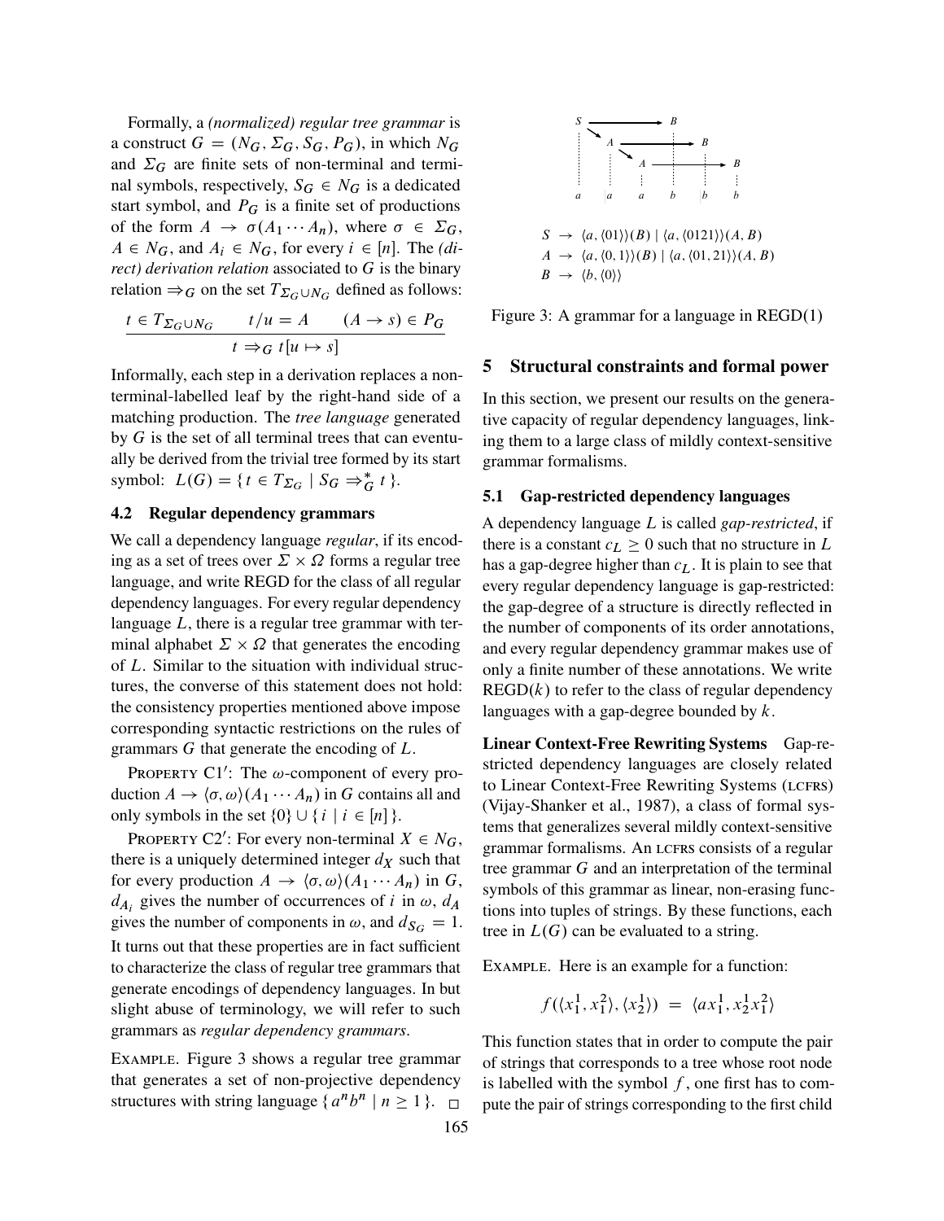Formally, a *(normalized) regular tree grammar* is a construct $G = (N_G, \Sigma_G, S_G, P_G)$, in which $N_G$ and $\Sigma_G$ are finite sets of non-terminal and terminal symbols, respectively, $S_G \in N_G$ is a dedicated start symbol, and $P_G$ is a finite set of productions of the form $A \to \sigma(A_1 \cdots A_n)$, where $\sigma \in \Sigma_G$, $A \in N_G$, and $A_i \in N_G$, for every $i \in [n]$. The *(direct) derivation relation* associated to $G$ is the binary relation $\Rightarrow_G$ on the set $T_{\Sigma_G \cup N_G}$ defined as follows:

$$\frac{t \in T_{\Sigma_G \cup N_G} \qquad t/u = A \qquad (A \to s) \in P_G}{t \Rightarrow_G t[u \mapsto s]}$$

Informally, each step in a derivation replaces a non-terminal-labelled leaf by the right-hand side of a matching production. The *tree language* generated by $G$ is the set of all terminal trees that can eventually be derived from the trivial tree formed by its start symbol: $L(G) = \{ t \in T_{\Sigma_G} \mid S_G \Rightarrow_G^* t \}$.

### 4.2 Regular dependency grammars

We call a dependency language *regular*, if its encoding as a set of trees over $\Sigma \times \Omega$ forms a regular tree language, and write REGD for the class of all regular dependency languages. For every regular dependency language $L$, there is a regular tree grammar with terminal alphabet $\Sigma \times \Omega$ that generates the encoding of $L$. Similar to the situation with individual structures, the converse of this statement does not hold: the consistency properties mentioned above impose corresponding syntactic restrictions on the rules of grammars $G$ that generate the encoding of $L$.

Property C1′: The $\omega$-component of every production $A \to \langle\sigma, \omega\rangle(A_1 \cdots A_n)$ in $G$ contains all and only symbols in the set $\{0\} \cup \{ i \mid i \in [n] \}$.

Property C2′: For every non-terminal $X \in N_G$, there is a uniquely determined integer $d_X$ such that for every production $A \to \langle\sigma, \omega\rangle(A_1 \cdots A_n)$ in $G$, $d_{A_i}$ gives the number of occurrences of $i$ in $\omega$, $d_A$ gives the number of components in $\omega$, and $d_{S_G} = 1$.

It turns out that these properties are in fact sufficient to characterize the class of regular tree grammars that generate encodings of dependency languages. In but slight abuse of terminology, we will refer to such grammars as *regular dependency grammars*.

Example. Figure 3 shows a regular tree grammar that generates a set of non-projective dependency structures with string language $\{ a^n b^n \mid n \geq 1 \}$. □

$$S \to \langle a, \langle 01 \rangle\rangle(B) \mid \langle a, \langle 0121 \rangle\rangle(A, B)$$
$$A \to \langle a, \langle 0, 1 \rangle\rangle(B) \mid \langle a, \langle 01, 21 \rangle\rangle(A, B)$$
$$B \to \langle b, \langle 0 \rangle\rangle$$

Figure 3: A grammar for a language in REGD(1)

## 5 Structural constraints and formal power

In this section, we present our results on the generative capacity of regular dependency languages, linking them to a large class of mildly context-sensitive grammar formalisms.

### 5.1 Gap-restricted dependency languages

A dependency language $L$ is called *gap-restricted*, if there is a constant $c_L \geq 0$ such that no structure in $L$ has a gap-degree higher than $c_L$. It is plain to see that every regular dependency language is gap-restricted: the gap-degree of a structure is directly reflected in the number of components of its order annotations, and every regular dependency grammar makes use of only a finite number of these annotations. We write REGD($k$) to refer to the class of regular dependency languages with a gap-degree bounded by $k$.

**Linear Context-Free Rewriting Systems** Gap-restricted dependency languages are closely related to Linear Context-Free Rewriting Systems (LCFRS) (Vijay-Shanker et al., 1987), a class of formal systems that generalizes several mildly context-sensitive grammar formalisms. An LCFRS consists of a regular tree grammar $G$ and an interpretation of the terminal symbols of this grammar as linear, non-erasing functions into tuples of strings. By these functions, each tree in $L(G)$ can be evaluated to a string.

Example. Here is an example for a function:

$$f(\langle x_1^1, x_1^2 \rangle, \langle x_2^1 \rangle) = \langle a x_1^1, x_2^1 x_1^2 \rangle$$

This function states that in order to compute the pair of strings that corresponds to a tree whose root node is labelled with the symbol $f$, one first has to compute the pair of strings corresponding to the first child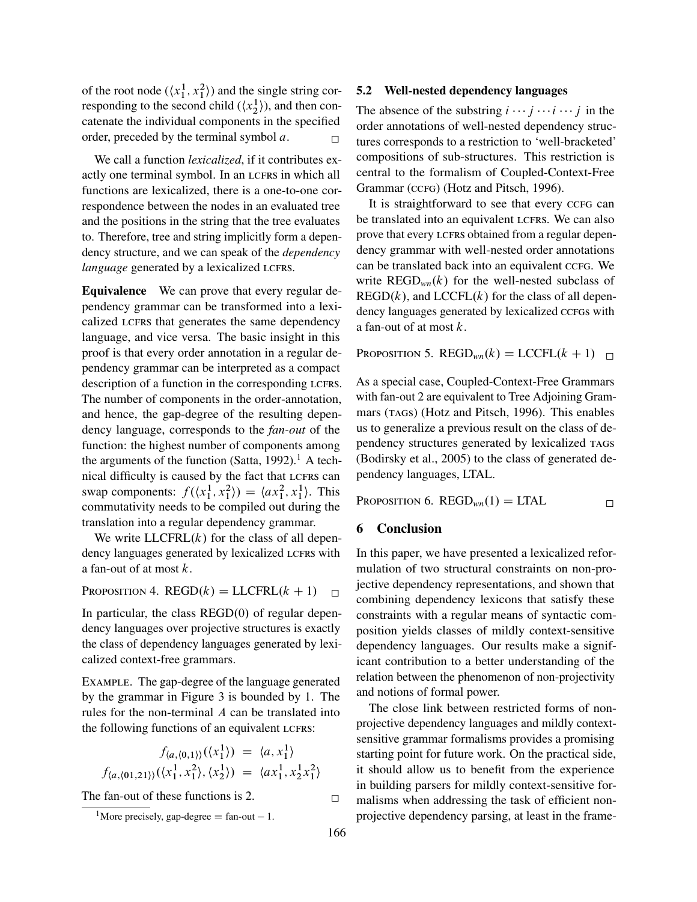of the root node ($\langle x_1^1, x_1^2 \rangle$) and the single string corresponding to the second child ($\langle x_2^1 \rangle$), and then concatenate the individual components in the specified order, preceded by the terminal symbol $a$. □

We call a function *lexicalized*, if it contributes exactly one terminal symbol. In an LCFRS in which all functions are lexicalized, there is a one-to-one correspondence between the nodes in an evaluated tree and the positions in the string that the tree evaluates to. Therefore, tree and string implicitly form a dependency structure, and we can speak of the *dependency language* generated by a lexicalized LCFRS.

**Equivalence** We can prove that every regular dependency grammar can be transformed into a lexicalized LCFRS that generates the same dependency language, and vice versa. The basic insight in this proof is that every order annotation in a regular dependency grammar can be interpreted as a compact description of a function in the corresponding LCFRS. The number of components in the order-annotation, and hence, the gap-degree of the resulting dependency language, corresponds to the *fan-out* of the function: the highest number of components among the arguments of the function (Satta, 1992).[1] A technical difficulty is caused by the fact that LCFRS can swap components: $f(\langle x_1^1, x_1^2 \rangle) = \langle a x_1^2, x_1^1 \rangle$. This commutativity needs to be compiled out during the translation into a regular dependency grammar.

We write $\text{LLCFRL}(k)$ for the class of all dependency languages generated by lexicalized LCFRS with a fan-out of at most $k$.

PROPOSITION 4. $\text{REGD}(k) = \text{LLCFRL}(k + 1)$ □

In particular, the class REGD(0) of regular dependency languages over projective structures is exactly the class of dependency languages generated by lexicalized context-free grammars.

EXAMPLE. The gap-degree of the language generated by the grammar in Figure 3 is bounded by 1. The rules for the non-terminal $A$ can be translated into the following functions of an equivalent LCFRS:

$$f_{\langle a, \langle 0,1 \rangle \rangle}(\langle x_1^1 \rangle) = \langle a, x_1^1 \rangle$$

$$f_{\langle a, \langle 01,21 \rangle \rangle}(\langle x_1^1, x_1^2 \rangle, \langle x_2^1 \rangle) = \langle a x_1^1, x_2^1 x_1^2 \rangle$$

The fan-out of these functions is 2. □

[1] More precisely, gap-degree = fan-out − 1.

## 5.2 Well-nested dependency languages

The absence of the substring $i \cdots j \cdots i \cdots j$ in the order annotations of well-nested dependency structures corresponds to a restriction to 'well-bracketed' compositions of sub-structures. This restriction is central to the formalism of Coupled-Context-Free Grammar (CCFG) (Hotz and Pitsch, 1996).

It is straightforward to see that every CCFG can be translated into an equivalent LCFRS. We can also prove that every LCFRS obtained from a regular dependency grammar with well-nested order annotations can be translated back into an equivalent CCFG. We write $\text{REGD}_{wn}(k)$ for the well-nested subclass of $\text{REGD}(k)$, and $\text{LCCFL}(k)$ for the class of all dependency languages generated by lexicalized CCFGs with a fan-out of at most $k$.

PROPOSITION 5. $\text{REGD}_{wn}(k) = \text{LCCFL}(k + 1)$ □

As a special case, Coupled-Context-Free Grammars with fan-out 2 are equivalent to Tree Adjoining Grammars (TAGS) (Hotz and Pitsch, 1996). This enables us to generalize a previous result on the class of dependency structures generated by lexicalized TAGS (Bodirsky et al., 2005) to the class of generated dependency languages, LTAL.

PROPOSITION 6. $\text{REGD}_{wn}(1) = \text{LTAL}$ □

# 6 Conclusion

In this paper, we have presented a lexicalized reformulation of two structural constraints on non-projective dependency representations, and shown that combining dependency lexicons that satisfy these constraints with a regular means of syntactic composition yields classes of mildly context-sensitive dependency languages. Our results make a significant contribution to a better understanding of the relation between the phenomenon of non-projectivity and notions of formal power.

The close link between restricted forms of non-projective dependency languages and mildly context-sensitive grammar formalisms provides a promising starting point for future work. On the practical side, it should allow us to benefit from the experience in building parsers for mildly context-sensitive formalisms when addressing the task of efficient non-projective dependency parsing, at least in the frame-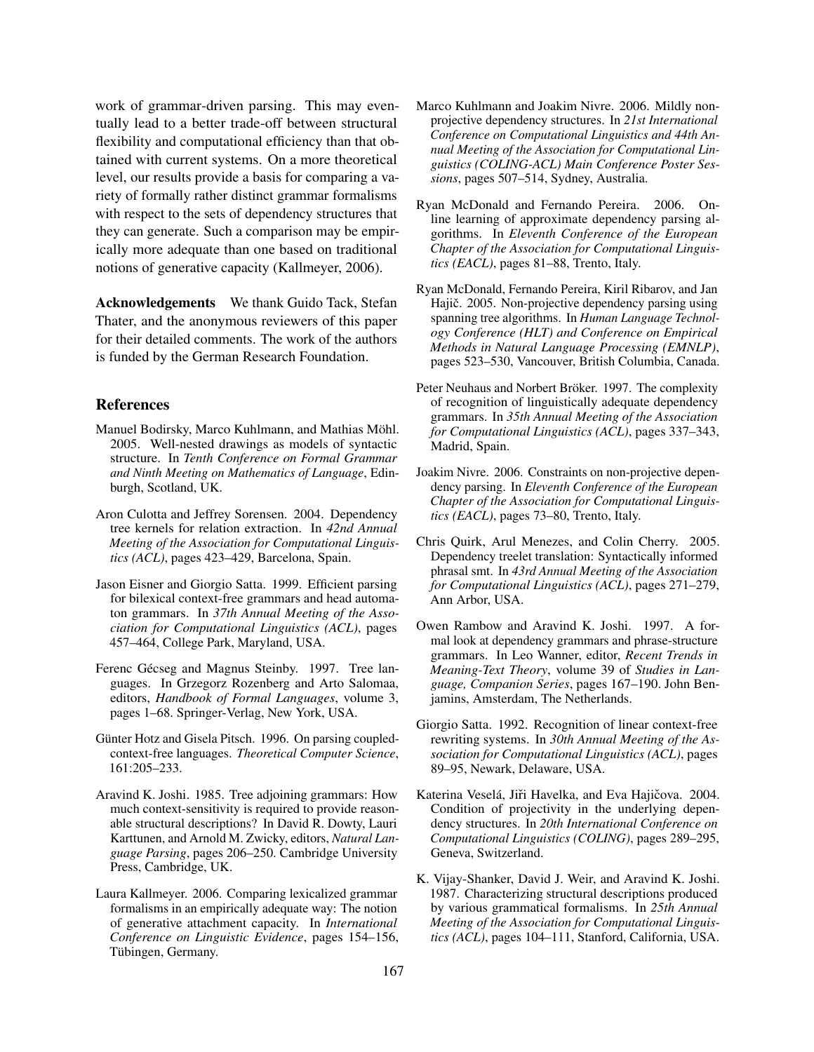work of grammar-driven parsing. This may eventually lead to a better trade-off between structural flexibility and computational efficiency than that obtained with current systems. On a more theoretical level, our results provide a basis for comparing a variety of formally rather distinct grammar formalisms with respect to the sets of dependency structures that they can generate. Such a comparison may be empirically more adequate than one based on traditional notions of generative capacity (Kallmeyer, 2006).

**Acknowledgements** We thank Guido Tack, Stefan Thater, and the anonymous reviewers of this paper for their detailed comments. The work of the authors is funded by the German Research Foundation.

## References

Manuel Bodirsky, Marco Kuhlmann, and Mathias Möhl. 2005. Well-nested drawings as models of syntactic structure. In *Tenth Conference on Formal Grammar and Ninth Meeting on Mathematics of Language*, Edinburgh, Scotland, UK.

Aron Culotta and Jeffrey Sorensen. 2004. Dependency tree kernels for relation extraction. In *42nd Annual Meeting of the Association for Computational Linguistics (ACL)*, pages 423–429, Barcelona, Spain.

Jason Eisner and Giorgio Satta. 1999. Efficient parsing for bilexical context-free grammars and head automaton grammars. In *37th Annual Meeting of the Association for Computational Linguistics (ACL)*, pages 457–464, College Park, Maryland, USA.

Ferenc Gécseg and Magnus Steinby. 1997. Tree languages. In Grzegorz Rozenberg and Arto Salomaa, editors, *Handbook of Formal Languages*, volume 3, pages 1–68. Springer-Verlag, New York, USA.

Günter Hotz and Gisela Pitsch. 1996. On parsing coupled-context-free languages. *Theoretical Computer Science*, 161:205–233.

Aravind K. Joshi. 1985. Tree adjoining grammars: How much context-sensitivity is required to provide reasonable structural descriptions? In David R. Dowty, Lauri Karttunen, and Arnold M. Zwicky, editors, *Natural Language Parsing*, pages 206–250. Cambridge University Press, Cambridge, UK.

Laura Kallmeyer. 2006. Comparing lexicalized grammar formalisms in an empirically adequate way: The notion of generative attachment capacity. In *International Conference on Linguistic Evidence*, pages 154–156, Tübingen, Germany.

Marco Kuhlmann and Joakim Nivre. 2006. Mildly non-projective dependency structures. In *21st International Conference on Computational Linguistics and 44th Annual Meeting of the Association for Computational Linguistics (COLING-ACL) Main Conference Poster Sessions*, pages 507–514, Sydney, Australia.

Ryan McDonald and Fernando Pereira. 2006. Online learning of approximate dependency parsing algorithms. In *Eleventh Conference of the European Chapter of the Association for Computational Linguistics (EACL)*, pages 81–88, Trento, Italy.

Ryan McDonald, Fernando Pereira, Kiril Ribarov, and Jan Hajič. 2005. Non-projective dependency parsing using spanning tree algorithms. In *Human Language Technology Conference (HLT) and Conference on Empirical Methods in Natural Language Processing (EMNLP)*, pages 523–530, Vancouver, British Columbia, Canada.

Peter Neuhaus and Norbert Bröker. 1997. The complexity of recognition of linguistically adequate dependency grammars. In *35th Annual Meeting of the Association for Computational Linguistics (ACL)*, pages 337–343, Madrid, Spain.

Joakim Nivre. 2006. Constraints on non-projective dependency parsing. In *Eleventh Conference of the European Chapter of the Association for Computational Linguistics (EACL)*, pages 73–80, Trento, Italy.

Chris Quirk, Arul Menezes, and Colin Cherry. 2005. Dependency treelet translation: Syntactically informed phrasal smt. In *43rd Annual Meeting of the Association for Computational Linguistics (ACL)*, pages 271–279, Ann Arbor, USA.

Owen Rambow and Aravind K. Joshi. 1997. A formal look at dependency grammars and phrase-structure grammars. In Leo Wanner, editor, *Recent Trends in Meaning-Text Theory*, volume 39 of *Studies in Language, Companion Series*, pages 167–190. John Benjamins, Amsterdam, The Netherlands.

Giorgio Satta. 1992. Recognition of linear context-free rewriting systems. In *30th Annual Meeting of the Association for Computational Linguistics (ACL)*, pages 89–95, Newark, Delaware, USA.

Katerina Veselá, Jiři Havelka, and Eva Hajičova. 2004. Condition of projectivity in the underlying dependency structures. In *20th International Conference on Computational Linguistics (COLING)*, pages 289–295, Geneva, Switzerland.

K. Vijay-Shanker, David J. Weir, and Aravind K. Joshi. 1987. Characterizing structural descriptions produced by various grammatical formalisms. In *25th Annual Meeting of the Association for Computational Linguistics (ACL)*, pages 104–111, Stanford, California, USA.